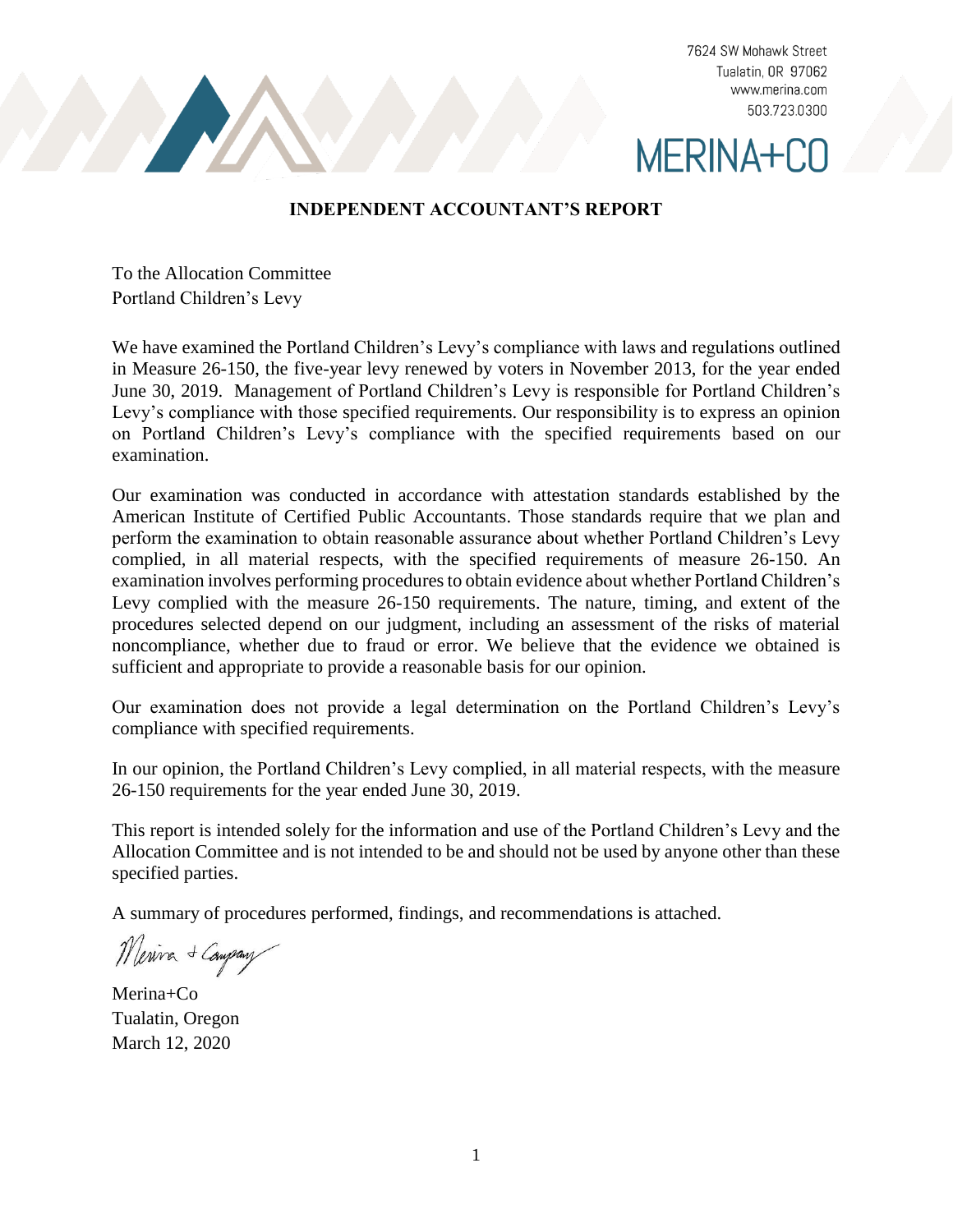7624 SW Mohawk Street
Tualatin, OR 97062
www.merina.com
503.723.0300

MERINA+CO

# INDEPENDENT ACCOUNTANT'S REPORT

To the Allocation Committee
Portland Children's Levy

We have examined the Portland Children's Levy's compliance with laws and regulations outlined in Measure 26-150, the five-year levy renewed by voters in November 2013, for the year ended June 30, 2019. Management of Portland Children's Levy is responsible for Portland Children's Levy's compliance with those specified requirements. Our responsibility is to express an opinion on Portland Children's Levy's compliance with the specified requirements based on our examination.

Our examination was conducted in accordance with attestation standards established by the American Institute of Certified Public Accountants. Those standards require that we plan and perform the examination to obtain reasonable assurance about whether Portland Children's Levy complied, in all material respects, with the specified requirements of measure 26-150. An examination involves performing procedures to obtain evidence about whether Portland Children's Levy complied with the measure 26-150 requirements. The nature, timing, and extent of the procedures selected depend on our judgment, including an assessment of the risks of material noncompliance, whether due to fraud or error. We believe that the evidence we obtained is sufficient and appropriate to provide a reasonable basis for our opinion.

Our examination does not provide a legal determination on the Portland Children's Levy's compliance with specified requirements.

In our opinion, the Portland Children's Levy complied, in all material respects, with the measure 26-150 requirements for the year ended June 30, 2019.

This report is intended solely for the information and use of the Portland Children's Levy and the Allocation Committee and is not intended to be and should not be used by anyone other than these specified parties.

A summary of procedures performed, findings, and recommendations is attached.

*Merina + Company*

Merina+Co
Tualatin, Oregon
March 12, 2020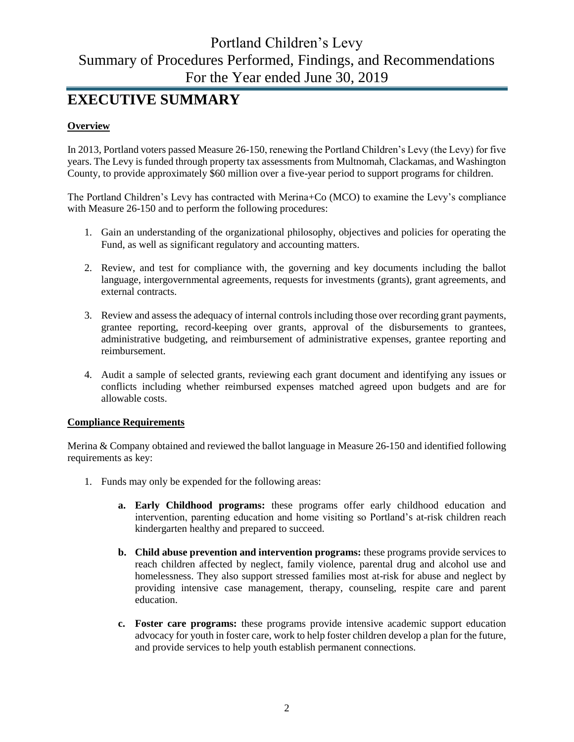# EXECUTIVE SUMMARY

**Overview**

In 2013, Portland voters passed Measure 26-150, renewing the Portland Children's Levy (the Levy) for five years. The Levy is funded through property tax assessments from Multnomah, Clackamas, and Washington County, to provide approximately $60 million over a five-year period to support programs for children.

The Portland Children's Levy has contracted with Merina+Co (MCO) to examine the Levy's compliance with Measure 26-150 and to perform the following procedures:

1. Gain an understanding of the organizational philosophy, objectives and policies for operating the Fund, as well as significant regulatory and accounting matters.
2. Review, and test for compliance with, the governing and key documents including the ballot language, intergovernmental agreements, requests for investments (grants), grant agreements, and external contracts.
3. Review and assess the adequacy of internal controls including those over recording grant payments, grantee reporting, record-keeping over grants, approval of the disbursements to grantees, administrative budgeting, and reimbursement of administrative expenses, grantee reporting and reimbursement.
4. Audit a sample of selected grants, reviewing each grant document and identifying any issues or conflicts including whether reimbursed expenses matched agreed upon budgets and are for allowable costs.

**Compliance Requirements**

Merina & Company obtained and reviewed the ballot language in Measure 26-150 and identified following requirements as key:

1. Funds may only be expended for the following areas:
   - **a. Early Childhood programs:** these programs offer early childhood education and intervention, parenting education and home visiting so Portland's at-risk children reach kindergarten healthy and prepared to succeed.
   - **b. Child abuse prevention and intervention programs:** these programs provide services to reach children affected by neglect, family violence, parental drug and alcohol use and homelessness. They also support stressed families most at-risk for abuse and neglect by providing intensive case management, therapy, counseling, respite care and parent education.
   - **c. Foster care programs:** these programs provide intensive academic support education advocacy for youth in foster care, work to help foster children develop a plan for the future, and provide services to help youth establish permanent connections.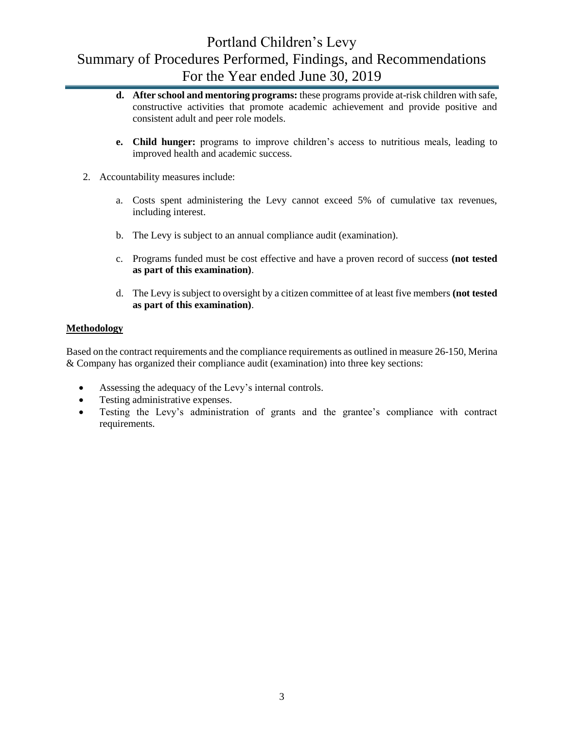d. **After school and mentoring programs:** these programs provide at-risk children with safe, constructive activities that promote academic achievement and provide positive and consistent adult and peer role models.

e. **Child hunger:** programs to improve children's access to nutritious meals, leading to improved health and academic success.

2. Accountability measures include:

    a. Costs spent administering the Levy cannot exceed 5% of cumulative tax revenues, including interest.

    b. The Levy is subject to an annual compliance audit (examination).

    c. Programs funded must be cost effective and have a proven record of success **(not tested as part of this examination)**.

    d. The Levy is subject to oversight by a citizen committee of at least five members **(not tested as part of this examination)**.

**Methodology**

Based on the contract requirements and the compliance requirements as outlined in measure 26-150, Merina & Company has organized their compliance audit (examination) into three key sections:

- Assessing the adequacy of the Levy's internal controls.
- Testing administrative expenses.
- Testing the Levy's administration of grants and the grantee's compliance with contract requirements.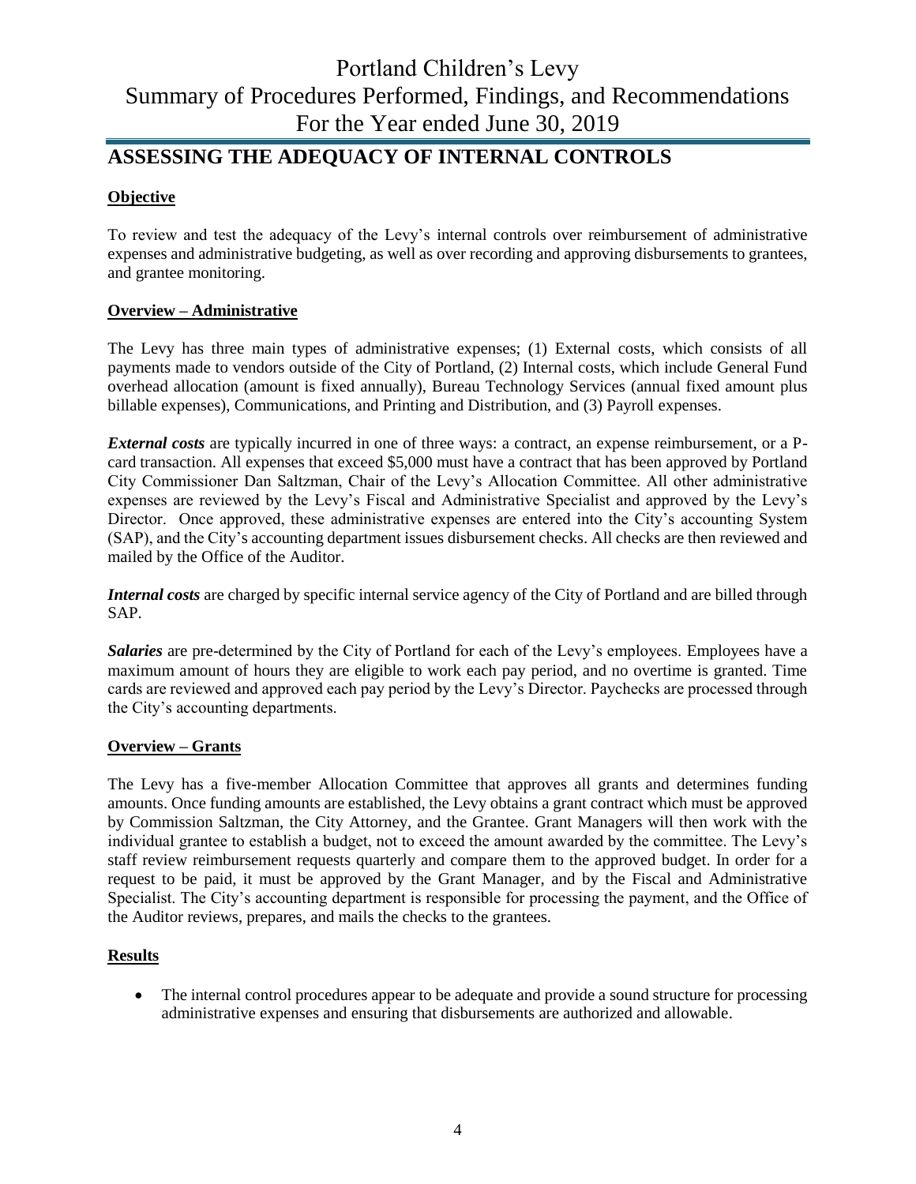## ASSESSING THE ADEQUACY OF INTERNAL CONTROLS

**Objective**

To review and test the adequacy of the Levy's internal controls over reimbursement of administrative expenses and administrative budgeting, as well as over recording and approving disbursements to grantees, and grantee monitoring.

**Overview – Administrative**

The Levy has three main types of administrative expenses; (1) External costs, which consists of all payments made to vendors outside of the City of Portland, (2) Internal costs, which include General Fund overhead allocation (amount is fixed annually), Bureau Technology Services (annual fixed amount plus billable expenses), Communications, and Printing and Distribution, and (3) Payroll expenses.

***External costs*** are typically incurred in one of three ways: a contract, an expense reimbursement, or a P-card transaction. All expenses that exceed $5,000 must have a contract that has been approved by Portland City Commissioner Dan Saltzman, Chair of the Levy's Allocation Committee. All other administrative expenses are reviewed by the Levy's Fiscal and Administrative Specialist and approved by the Levy's Director. Once approved, these administrative expenses are entered into the City's accounting System (SAP), and the City's accounting department issues disbursement checks. All checks are then reviewed and mailed by the Office of the Auditor.

***Internal costs*** are charged by specific internal service agency of the City of Portland and are billed through SAP.

***Salaries*** are pre-determined by the City of Portland for each of the Levy's employees. Employees have a maximum amount of hours they are eligible to work each pay period, and no overtime is granted. Time cards are reviewed and approved each pay period by the Levy's Director. Paychecks are processed through the City's accounting departments.

**Overview – Grants**

The Levy has a five-member Allocation Committee that approves all grants and determines funding amounts. Once funding amounts are established, the Levy obtains a grant contract which must be approved by Commission Saltzman, the City Attorney, and the Grantee. Grant Managers will then work with the individual grantee to establish a budget, not to exceed the amount awarded by the committee. The Levy's staff review reimbursement requests quarterly and compare them to the approved budget. In order for a request to be paid, it must be approved by the Grant Manager, and by the Fiscal and Administrative Specialist. The City's accounting department is responsible for processing the payment, and the Office of the Auditor reviews, prepares, and mails the checks to the grantees.

**Results**

- The internal control procedures appear to be adequate and provide a sound structure for processing administrative expenses and ensuring that disbursements are authorized and allowable.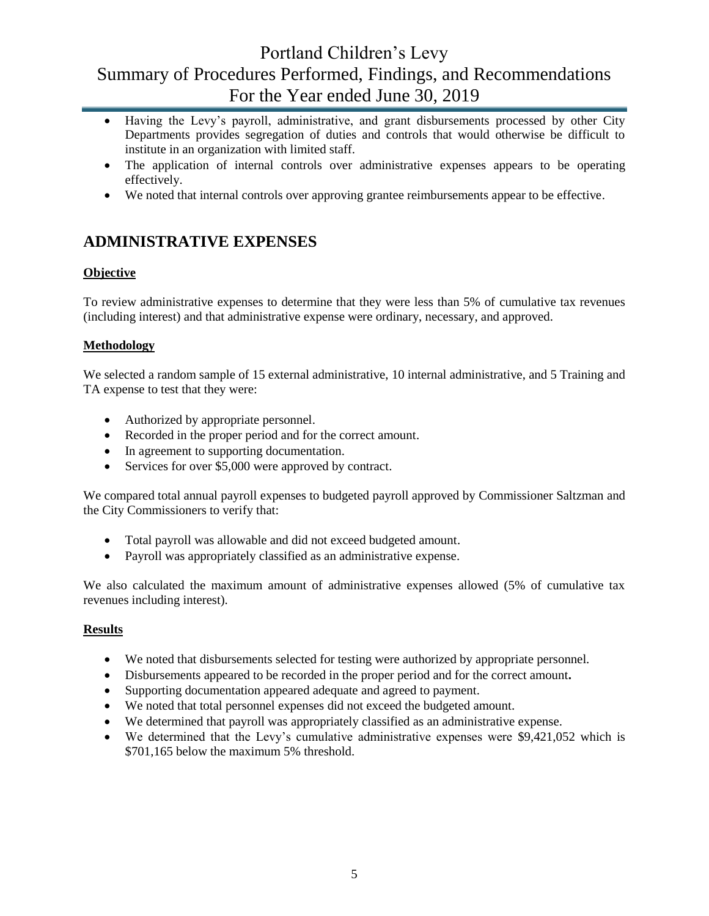- Having the Levy's payroll, administrative, and grant disbursements processed by other City Departments provides segregation of duties and controls that would otherwise be difficult to institute in an organization with limited staff.
- The application of internal controls over administrative expenses appears to be operating effectively.
- We noted that internal controls over approving grantee reimbursements appear to be effective.

## ADMINISTRATIVE EXPENSES

### Objective

To review administrative expenses to determine that they were less than 5% of cumulative tax revenues (including interest) and that administrative expense were ordinary, necessary, and approved.

### Methodology

We selected a random sample of 15 external administrative, 10 internal administrative, and 5 Training and TA expense to test that they were:

- Authorized by appropriate personnel.
- Recorded in the proper period and for the correct amount.
- In agreement to supporting documentation.
- Services for over $5,000 were approved by contract.

We compared total annual payroll expenses to budgeted payroll approved by Commissioner Saltzman and the City Commissioners to verify that:

- Total payroll was allowable and did not exceed budgeted amount.
- Payroll was appropriately classified as an administrative expense.

We also calculated the maximum amount of administrative expenses allowed (5% of cumulative tax revenues including interest).

### Results

- We noted that disbursements selected for testing were authorized by appropriate personnel.
- Disbursements appeared to be recorded in the proper period and for the correct amount**.**
- Supporting documentation appeared adequate and agreed to payment.
- We noted that total personnel expenses did not exceed the budgeted amount.
- We determined that payroll was appropriately classified as an administrative expense.
- We determined that the Levy's cumulative administrative expenses were $9,421,052 which is $701,165 below the maximum 5% threshold.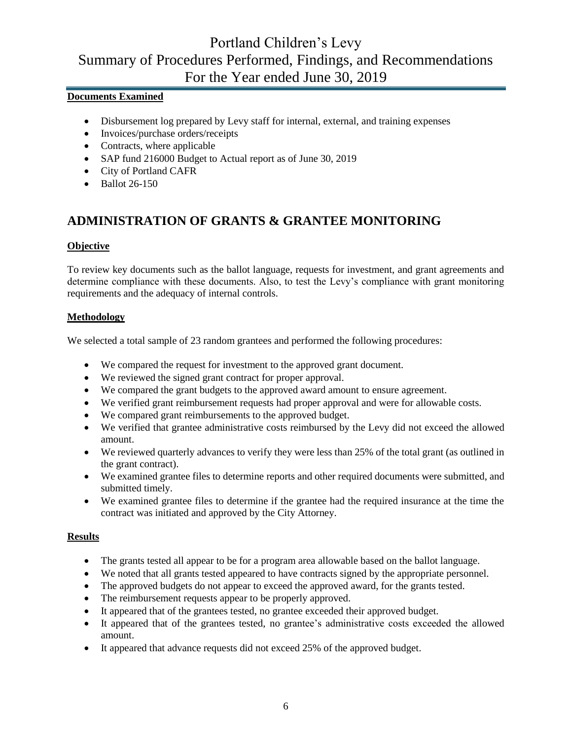**Documents Examined**

- Disbursement log prepared by Levy staff for internal, external, and training expenses
- Invoices/purchase orders/receipts
- Contracts, where applicable
- SAP fund 216000 Budget to Actual report as of June 30, 2019
- City of Portland CAFR
- Ballot 26-150

## ADMINISTRATION OF GRANTS & GRANTEE MONITORING

**Objective**

To review key documents such as the ballot language, requests for investment, and grant agreements and determine compliance with these documents. Also, to test the Levy's compliance with grant monitoring requirements and the adequacy of internal controls.

**Methodology**

We selected a total sample of 23 random grantees and performed the following procedures:

- We compared the request for investment to the approved grant document.
- We reviewed the signed grant contract for proper approval.
- We compared the grant budgets to the approved award amount to ensure agreement.
- We verified grant reimbursement requests had proper approval and were for allowable costs.
- We compared grant reimbursements to the approved budget.
- We verified that grantee administrative costs reimbursed by the Levy did not exceed the allowed amount.
- We reviewed quarterly advances to verify they were less than 25% of the total grant (as outlined in the grant contract).
- We examined grantee files to determine reports and other required documents were submitted, and submitted timely.
- We examined grantee files to determine if the grantee had the required insurance at the time the contract was initiated and approved by the City Attorney.

**Results**

- The grants tested all appear to be for a program area allowable based on the ballot language.
- We noted that all grants tested appeared to have contracts signed by the appropriate personnel.
- The approved budgets do not appear to exceed the approved award, for the grants tested.
- The reimbursement requests appear to be properly approved.
- It appeared that of the grantees tested, no grantee exceeded their approved budget.
- It appeared that of the grantees tested, no grantee's administrative costs exceeded the allowed amount.
- It appeared that advance requests did not exceed 25% of the approved budget.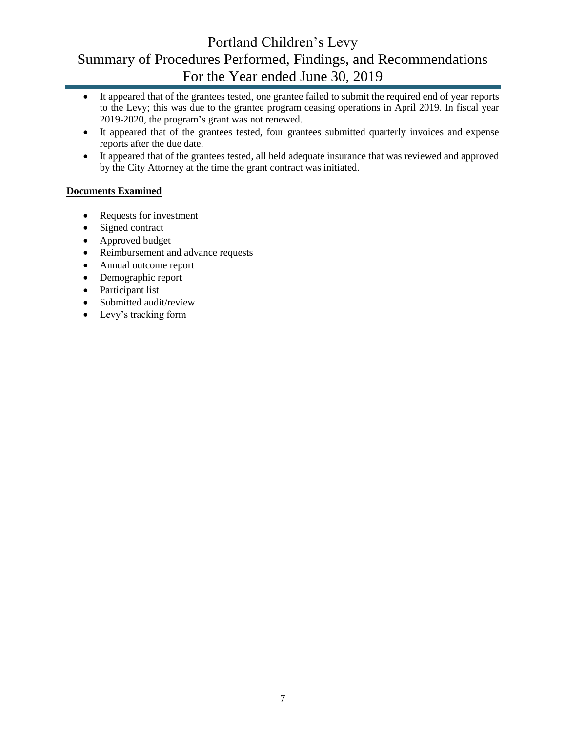- It appeared that of the grantees tested, one grantee failed to submit the required end of year reports to the Levy; this was due to the grantee program ceasing operations in April 2019. In fiscal year 2019-2020, the program's grant was not renewed.
- It appeared that of the grantees tested, four grantees submitted quarterly invoices and expense reports after the due date.
- It appeared that of the grantees tested, all held adequate insurance that was reviewed and approved by the City Attorney at the time the grant contract was initiated.

**Documents Examined**

- Requests for investment
- Signed contract
- Approved budget
- Reimbursement and advance requests
- Annual outcome report
- Demographic report
- Participant list
- Submitted audit/review
- Levy's tracking form